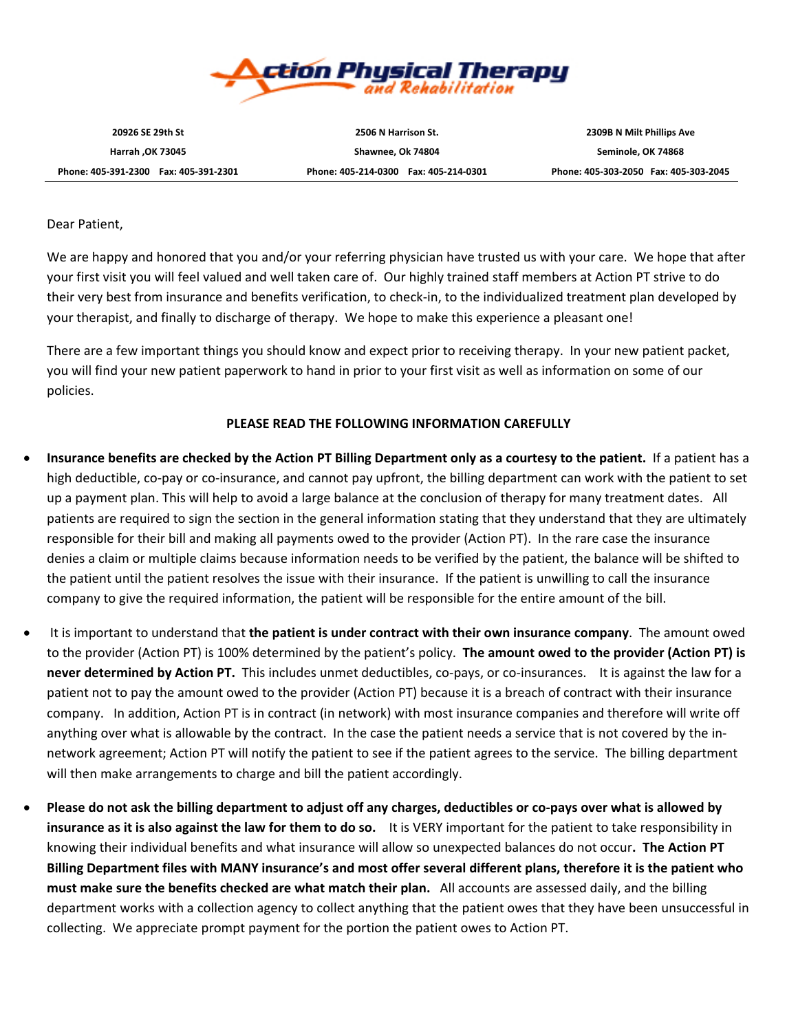# Action Physical Therapy and Rehabilitation

| 20926 SE 29th St | 2506 N Harrison St. | 2309B N Milt Phillips Ave |
|---|---|---|
| Harrah ,OK 73045 | Shawnee, Ok 74804 | Seminole, OK 74868 |
| Phone: 405-391-2300 Fax: 405-391-2301 | Phone: 405-214-0300 Fax: 405-214-0301 | Phone: 405-303-2050 Fax: 405-303-2045 |

Dear Patient,

We are happy and honored that you and/or your referring physician have trusted us with your care. We hope that after your first visit you will feel valued and well taken care of. Our highly trained staff members at Action PT strive to do their very best from insurance and benefits verification, to check-in, to the individualized treatment plan developed by your therapist, and finally to discharge of therapy. We hope to make this experience a pleasant one!

There are a few important things you should know and expect prior to receiving therapy. In your new patient packet, you will find your new patient paperwork to hand in prior to your first visit as well as information on some of our policies.

**PLEASE READ THE FOLLOWING INFORMATION CAREFULLY**

- **Insurance benefits are checked by the Action PT Billing Department only as a courtesy to the patient.** If a patient has a high deductible, co-pay or co-insurance, and cannot pay upfront, the billing department can work with the patient to set up a payment plan. This will help to avoid a large balance at the conclusion of therapy for many treatment dates. All patients are required to sign the section in the general information stating that they understand that they are ultimately responsible for their bill and making all payments owed to the provider (Action PT). In the rare case the insurance denies a claim or multiple claims because information needs to be verified by the patient, the balance will be shifted to the patient until the patient resolves the issue with their insurance. If the patient is unwilling to call the insurance company to give the required information, the patient will be responsible for the entire amount of the bill.
- It is important to understand that **the patient is under contract with their own insurance company**. The amount owed to the provider (Action PT) is 100% determined by the patient's policy. **The amount owed to the provider (Action PT) is never determined by Action PT.** This includes unmet deductibles, co-pays, or co-insurances. It is against the law for a patient not to pay the amount owed to the provider (Action PT) because it is a breach of contract with their insurance company. In addition, Action PT is in contract (in network) with most insurance companies and therefore will write off anything over what is allowable by the contract. In the case the patient needs a service that is not covered by the in-network agreement; Action PT will notify the patient to see if the patient agrees to the service. The billing department will then make arrangements to charge and bill the patient accordingly.
- **Please do not ask the billing department to adjust off any charges, deductibles or co-pays over what is allowed by insurance as it is also against the law for them to do so.** It is VERY important for the patient to take responsibility in knowing their individual benefits and what insurance will allow so unexpected balances do not occur**. The Action PT Billing Department files with MANY insurance's and most offer several different plans, therefore it is the patient who must make sure the benefits checked are what match their plan.** All accounts are assessed daily, and the billing department works with a collection agency to collect anything that the patient owes that they have been unsuccessful in collecting. We appreciate prompt payment for the portion the patient owes to Action PT.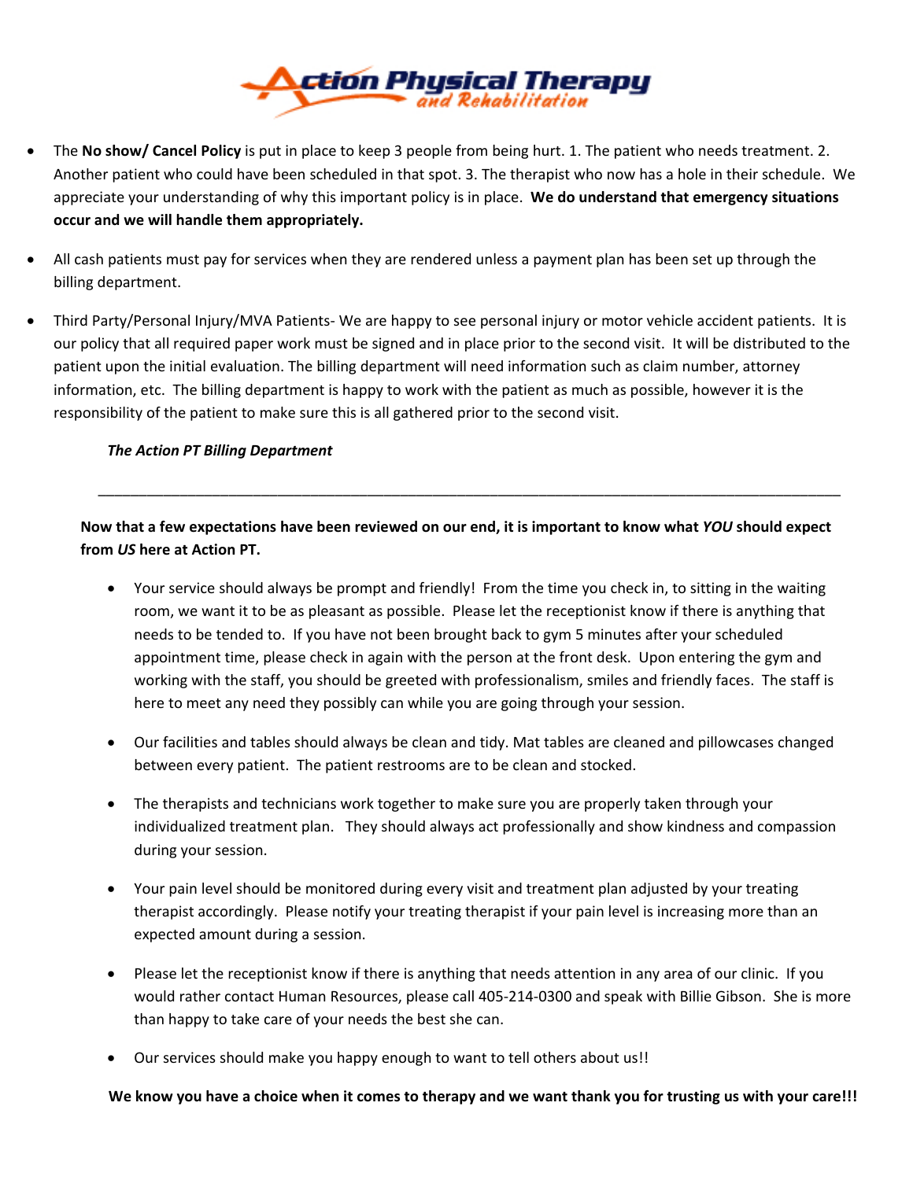Action Physical Therapy and Rehabilitation

- The **No show/ Cancel Policy** is put in place to keep 3 people from being hurt. 1. The patient who needs treatment. 2. Another patient who could have been scheduled in that spot. 3. The therapist who now has a hole in their schedule. We appreciate your understanding of why this important policy is in place. **We do understand that emergency situations occur and we will handle them appropriately.**
- All cash patients must pay for services when they are rendered unless a payment plan has been set up through the billing department.
- Third Party/Personal Injury/MVA Patients- We are happy to see personal injury or motor vehicle accident patients. It is our policy that all required paper work must be signed and in place prior to the second visit. It will be distributed to the patient upon the initial evaluation. The billing department will need information such as claim number, attorney information, etc. The billing department is happy to work with the patient as much as possible, however it is the responsibility of the patient to make sure this is all gathered prior to the second visit.

***The Action PT Billing Department***

---

**Now that a few expectations have been reviewed on our end, it is important to know what *YOU* should expect from *US* here at Action PT.**

- Your service should always be prompt and friendly! From the time you check in, to sitting in the waiting room, we want it to be as pleasant as possible. Please let the receptionist know if there is anything that needs to be tended to. If you have not been brought back to gym 5 minutes after your scheduled appointment time, please check in again with the person at the front desk. Upon entering the gym and working with the staff, you should be greeted with professionalism, smiles and friendly faces. The staff is here to meet any need they possibly can while you are going through your session.
- Our facilities and tables should always be clean and tidy. Mat tables are cleaned and pillowcases changed between every patient. The patient restrooms are to be clean and stocked.
- The therapists and technicians work together to make sure you are properly taken through your individualized treatment plan. They should always act professionally and show kindness and compassion during your session.
- Your pain level should be monitored during every visit and treatment plan adjusted by your treating therapist accordingly. Please notify your treating therapist if your pain level is increasing more than an expected amount during a session.
- Please let the receptionist know if there is anything that needs attention in any area of our clinic. If you would rather contact Human Resources, please call 405-214-0300 and speak with Billie Gibson. She is more than happy to take care of your needs the best she can.
- Our services should make you happy enough to want to tell others about us!!

**We know you have a choice when it comes to therapy and we want thank you for trusting us with your care!!!**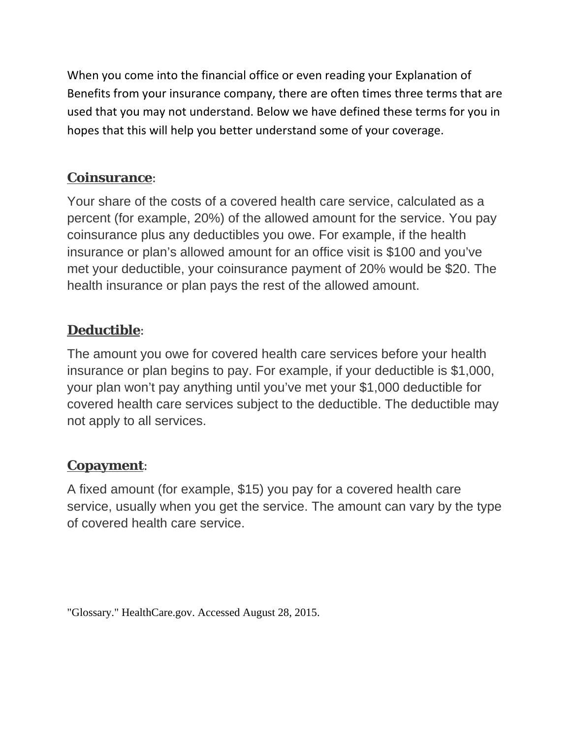When you come into the financial office or even reading your Explanation of Benefits from your insurance company, there are often times three terms that are used that you may not understand. Below we have defined these terms for you in hopes that this will help you better understand some of your coverage.

## **Coinsurance**:

Your share of the costs of a covered health care service, calculated as a percent (for example, 20%) of the allowed amount for the service. You pay coinsurance plus any deductibles you owe. For example, if the health insurance or plan's allowed amount for an office visit is $100 and you've met your deductible, your coinsurance payment of 20% would be $20. The health insurance or plan pays the rest of the allowed amount.

## **Deductible**:

The amount you owe for covered health care services before your health insurance or plan begins to pay. For example, if your deductible is $1,000, your plan won't pay anything until you've met your $1,000 deductible for covered health care services subject to the deductible. The deductible may not apply to all services.

## **Copayment**:

A fixed amount (for example, $15) you pay for a covered health care service, usually when you get the service. The amount can vary by the type of covered health care service.

"Glossary." HealthCare.gov. Accessed August 28, 2015.